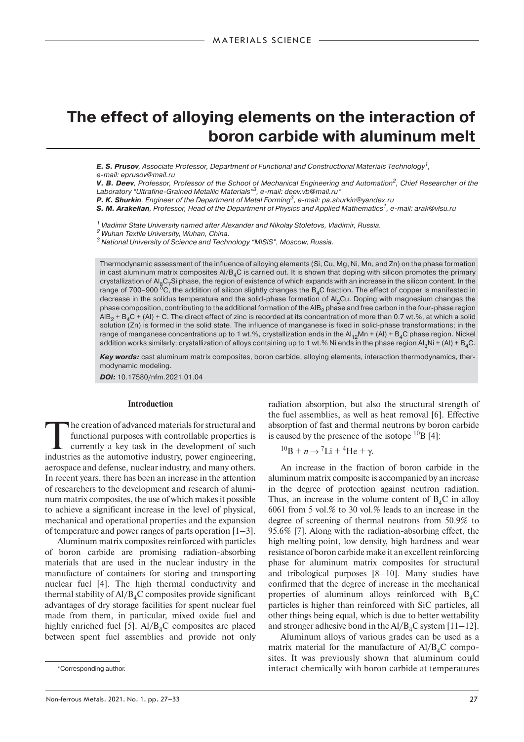# The effect of alloying elements on the interaction of boron carbide with aluminum melt

***E. S. Prusov****, Associate Professor, Department of Functional and Constructional Materials Technology*[1]*, e-mail: eprusov@mail.ru*

***V. B. Deev****, Professor, Professor of the School of Mechanical Engineering and Automation*[2]*, Chief Researcher of the Laboratory "Ultrafine-Grained Metallic Materials"*[3]*, e-mail: deev.vb@mail.ru**

***P. K. Shurkin****, Engineer of the Department of Metal Forming*[3]*, e-mail: pa.shurkin@yandex.ru*

***S. M. Arakelian****, Professor, Head of the Department of Physics and Applied Mathematics*[1]*, e-mail: arak@vlsu.ru*

[1] *Vladimir State University named after Alexander and Nikolay Stoletovs, Vladimir, Russia.*

[2] *Wuhan Textile University, Wuhan, China.*

[3] *National University of Science and Technology "MISiS", Moscow, Russia.*

Thermodynamic assessment of the influence of alloying elements (Si, Cu, Mg, Ni, Mn, and Zn) on the phase formation in cast aluminum matrix composites $Al/B_4C$ is carried out. It is shown that doping with silicon promotes the primary crystallization of $Al_8C_7Si$ phase, the region of existence of which expands with an increase in the silicon content. In the range of 700–900 °C, the addition of silicon slightly changes the $B_4C$ fraction. The effect of copper is manifested in decrease in the solidus temperature and the solid-phase formation of $Al_2Cu$. Doping with magnesium changes the phase composition, contributing to the additional formation of the $AlB_2$ phase and free carbon in the four-phase region $AlB_2 + B_4C + (Al) + C$. The direct effect of zinc is recorded at its concentration of more than 0.7 wt.%, at which a solid solution (Zn) is formed in the solid state. The influence of manganese is fixed in solid-phase transformations; in the range of manganese concentrations up to 1 wt.%, crystallization ends in the $Al_{12}Mn + (Al) + B_4C$ phase region. Nickel addition works similarly; crystallization of alloys containing up to 1 wt.% Ni ends in the phase region $Al_3Ni + (Al) + B_4C$.

***Key words:*** cast aluminum matrix composites, boron carbide, alloying elements, interaction thermodynamics, thermodynamic modeling.

***DOI:*** 10.17580/nfm.2021.01.04

## Introduction

The creation of advanced materials for structural and functional purposes with controllable properties is currently a key task in the development of such industries as the automotive industry, power engineering, aerospace and defense, nuclear industry, and many others. In recent years, there has been an increase in the attention of researchers to the development and research of aluminum matrix composites, the use of which makes it possible to achieve a significant increase in the level of physical, mechanical and operational properties and the expansion of temperature and power ranges of parts operation [1–3].

Aluminum matrix composites reinforced with particles of boron carbide are promising radiation-absorbing materials that are used in the nuclear industry in the manufacture of containers for storing and transporting nuclear fuel [4]. The high thermal conductivity and thermal stability of $Al/B_4C$ composites provide significant advantages of dry storage facilities for spent nuclear fuel made from them, in particular, mixed oxide fuel and highly enriched fuel [5]. $Al/B_4C$ composites are placed between spent fuel assemblies and provide not only radiation absorption, but also the structural strength of the fuel assemblies, as well as heat removal [6]. Effective absorption of fast and thermal neutrons by boron carbide is caused by the presence of the isotope $^{10}B$ [4]:

$$^{10}B + n \rightarrow {}^{7}Li + {}^{4}He + \gamma.$$

An increase in the fraction of boron carbide in the aluminum matrix composite is accompanied by an increase in the degree of protection against neutron radiation. Thus, an increase in the volume content of $B_4C$ in alloy 6061 from 5 vol.% to 30 vol.% leads to an increase in the degree of screening of thermal neutrons from 50.9% to 95.6% [7]. Along with the radiation-absorbing effect, the high melting point, low density, high hardness and wear resistance of boron carbide make it an excellent reinforcing phase for aluminum matrix composites for structural and tribological purposes [8–10]. Many studies have confirmed that the degree of increase in the mechanical properties of aluminum alloys reinforced with $B_4C$ particles is higher than reinforced with SiC particles, all other things being equal, which is due to better wettability and stronger adhesive bond in the $Al/B_4C$ system [11–12].

Aluminum alloys of various grades can be used as a matrix material for the manufacture of $Al/B_4C$ composites. It was previously shown that aluminum could interact chemically with boron carbide at temperatures

*Corresponding author.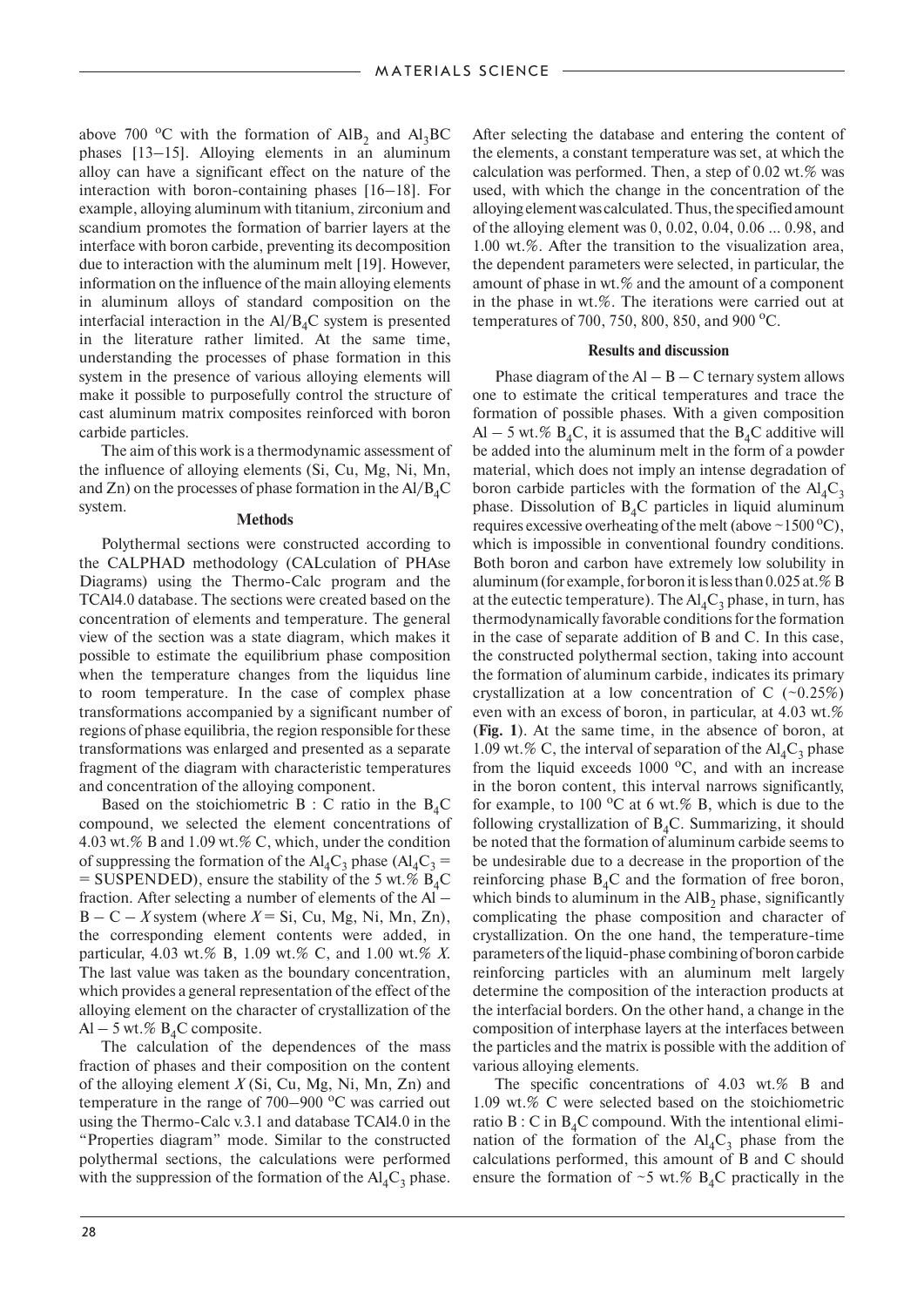above 700 °C with the formation of $AlB_2$ and $Al_3BC$ phases [13–15]. Alloying elements in an aluminum alloy can have a significant effect on the nature of the interaction with boron-containing phases [16–18]. For example, alloying aluminum with titanium, zirconium and scandium promotes the formation of barrier layers at the interface with boron carbide, preventing its decomposition due to interaction with the aluminum melt [19]. However, information on the influence of the main alloying elements in aluminum alloys of standard composition on the interfacial interaction in the $Al/B_4C$ system is presented in the literature rather limited. At the same time, understanding the processes of phase formation in this system in the presence of various alloying elements will make it possible to purposefully control the structure of cast aluminum matrix composites reinforced with boron carbide particles.

The aim of this work is a thermodynamic assessment of the influence of alloying elements (Si, Cu, Mg, Ni, Mn, and Zn) on the processes of phase formation in the $Al/B_4C$ system.

## Methods

Polythermal sections were constructed according to the CALPHAD methodology (CALculation of PHAse Diagrams) using the Thermo-Calc program and the TCAl4.0 database. The sections were created based on the concentration of elements and temperature. The general view of the section was a state diagram, which makes it possible to estimate the equilibrium phase composition when the temperature changes from the liquidus line to room temperature. In the case of complex phase transformations accompanied by a significant number of regions of phase equilibria, the region responsible for these transformations was enlarged and presented as a separate fragment of the diagram with characteristic temperatures and concentration of the alloying component.

Based on the stoichiometric B : C ratio in the $B_4C$ compound, we selected the element concentrations of 4.03 wt.% B and 1.09 wt.% C, which, under the condition of suppressing the formation of the $Al_4C_3$ phase ($Al_4C_3$ = = SUSPENDED), ensure the stability of the 5 wt.% $B_4C$ fraction. After selecting a number of elements of the Al – B – C – *X* system (where *X* = Si, Cu, Mg, Ni, Mn, Zn), the corresponding element contents were added, in particular, 4.03 wt.% B, 1.09 wt.% C, and 1.00 wt.% *X*. The last value was taken as the boundary concentration, which provides a general representation of the effect of the alloying element on the character of crystallization of the Al – 5 wt.% $B_4C$ composite.

The calculation of the dependences of the mass fraction of phases and their composition on the content of the alloying element *X* (Si, Cu, Mg, Ni, Mn, Zn) and temperature in the range of 700–900 °C was carried out using the Thermo-Calc v.3.1 and database TCAl4.0 in the "Properties diagram" mode. Similar to the constructed polythermal sections, the calculations were performed with the suppression of the formation of the $Al_4C_3$ phase. After selecting the database and entering the content of the elements, a constant temperature was set, at which the calculation was performed. Then, a step of 0.02 wt.% was used, with which the change in the concentration of the alloying element was calculated. Thus, the specified amount of the alloying element was 0, 0.02, 0.04, 0.06 ... 0.98, and 1.00 wt.%. After the transition to the visualization area, the dependent parameters were selected, in particular, the amount of phase in wt.% and the amount of a component in the phase in wt.%. The iterations were carried out at temperatures of 700, 750, 800, 850, and 900 °C.

## Results and discussion

Phase diagram of the Al – B – C ternary system allows one to estimate the critical temperatures and trace the formation of possible phases. With a given composition Al – 5 wt.% $B_4C$, it is assumed that the $B_4C$ additive will be added into the aluminum melt in the form of a powder material, which does not imply an intense degradation of boron carbide particles with the formation of the $Al_4C_3$ phase. Dissolution of $B_4C$ particles in liquid aluminum requires excessive overheating of the melt (above ~1500 °C), which is impossible in conventional foundry conditions. Both boron and carbon have extremely low solubility in aluminum (for example, for boron it is less than 0.025 at.% B at the eutectic temperature). The $Al_4C_3$ phase, in turn, has thermodynamically favorable conditions for the formation in the case of separate addition of B and C. In this case, the constructed polythermal section, taking into account the formation of aluminum carbide, indicates its primary crystallization at a low concentration of C (~0.25%) even with an excess of boron, in particular, at 4.03 wt.% (**Fig. 1**). At the same time, in the absence of boron, at 1.09 wt.% C, the interval of separation of the $Al_4C_3$ phase from the liquid exceeds 1000 °C, and with an increase in the boron content, this interval narrows significantly, for example, to 100 °C at 6 wt.% B, which is due to the following crystallization of $B_4C$. Summarizing, it should be noted that the formation of aluminum carbide seems to be undesirable due to a decrease in the proportion of the reinforcing phase $B_4C$ and the formation of free boron, which binds to aluminum in the $AlB_2$ phase, significantly complicating the phase composition and character of crystallization. On the one hand, the temperature-time parameters of the liquid-phase combining of boron carbide reinforcing particles with an aluminum melt largely determine the composition of the interaction products at the interfacial borders. On the other hand, a change in the composition of interphase layers at the interfaces between the particles and the matrix is possible with the addition of various alloying elements.

The specific concentrations of 4.03 wt.% B and 1.09 wt.% C were selected based on the stoichiometric ratio B : C in $B_4C$ compound. With the intentional elimination of the formation of the $Al_4C_3$ phase from the calculations performed, this amount of B and C should ensure the formation of ~5 wt.% $B_4C$ practically in the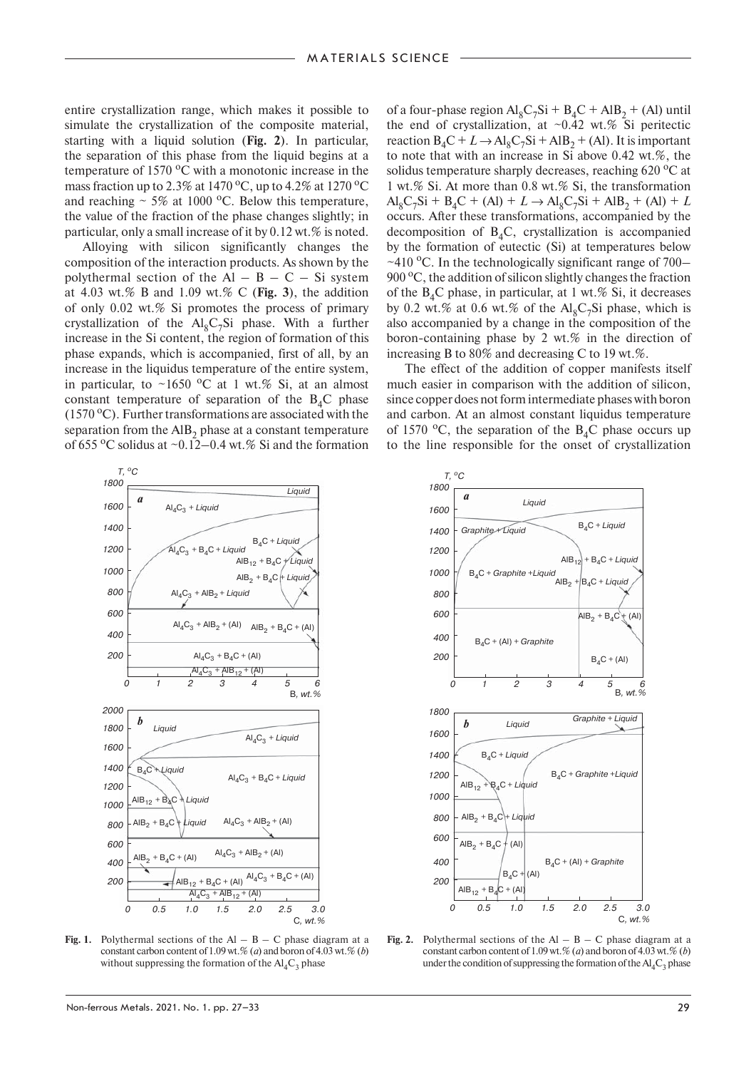entire crystallization range, which makes it possible to simulate the crystallization of the composite material, starting with a liquid solution (**Fig. 2**). In particular, the separation of this phase from the liquid begins at a temperature of 1570 $^oC$ with a monotonic increase in the mass fraction up to 2.3% at 1470 $^oC$, up to 4.2% at 1270 $^oC$ and reaching ~ 5% at 1000 $^oC$. Below this temperature, the value of the fraction of the phase changes slightly; in particular, only a small increase of it by 0.12 wt.% is noted.

Alloying with silicon significantly changes the composition of the interaction products. As shown by the polythermal section of the Al – B – C – Si system at 4.03 wt.% B and 1.09 wt.% C (**Fig. 3**), the addition of only 0.02 wt.% Si promotes the process of primary crystallization of the $Al_8C_7Si$ phase. With a further increase in the Si content, the region of formation of this phase expands, which is accompanied, first of all, by an increase in the liquidus temperature of the entire system, in particular, to ~1650 $^oC$ at 1 wt.% Si, at an almost constant temperature of separation of the $B_4C$ phase (1570 $^oC$). Further transformations are associated with the separation from the $AlB_2$ phase at a constant temperature of 655 $^oC$ solidus at ~0.12–0.4 wt.% Si and the formation of a four-phase region $Al_8C_7Si + B_4C + AlB_2 + (Al)$ until the end of crystallization, at ~0.42 wt.% Si peritectic reaction $B_4C + L \rightarrow Al_8C_7Si + AlB_2 + (Al)$. It is important to note that with an increase in Si above 0.42 wt.%, the solidus temperature sharply decreases, reaching 620 $^oC$ at 1 wt.% Si. At more than 0.8 wt.% Si, the transformation $Al_8C_7Si + B_4C + (Al) + L \rightarrow Al_8C_7Si + AlB_2 + (Al) + L$ occurs. After these transformations, accompanied by the decomposition of $B_4C$, crystallization is accompanied by the formation of eutectic (Si) at temperatures below ~410 $^oC$. In the technologically significant range of 700–900 $^oC$, the addition of silicon slightly changes the fraction of the $B_4C$ phase, in particular, at 1 wt.% Si, it decreases by 0.2 wt.% at 0.6 wt.% of the $Al_8C_7Si$ phase, which is also accompanied by a change in the composition of the boron-containing phase by 2 wt.% in the direction of increasing B to 80% and decreasing C to 19 wt.%.

The effect of the addition of copper manifests itself much easier in comparison with the addition of silicon, since copper does not form intermediate phases with boron and carbon. At an almost constant liquidus temperature of 1570 $^oC$, the separation of the $B_4C$ phase occurs up to the line responsible for the onset of crystallization

**Fig. 1.** Polythermal sections of the Al – B – C phase diagram at a constant carbon content of 1.09 wt.% (*a*) and boron of 4.03 wt.% (*b*) without suppressing the formation of the $Al_4C_3$ phase

**Fig. 2.** Polythermal sections of the Al – B – C phase diagram at a constant carbon content of 1.09 wt.% (*a*) and boron of 4.03 wt.% (*b*) under the condition of suppressing the formation of the $Al_4C_3$ phase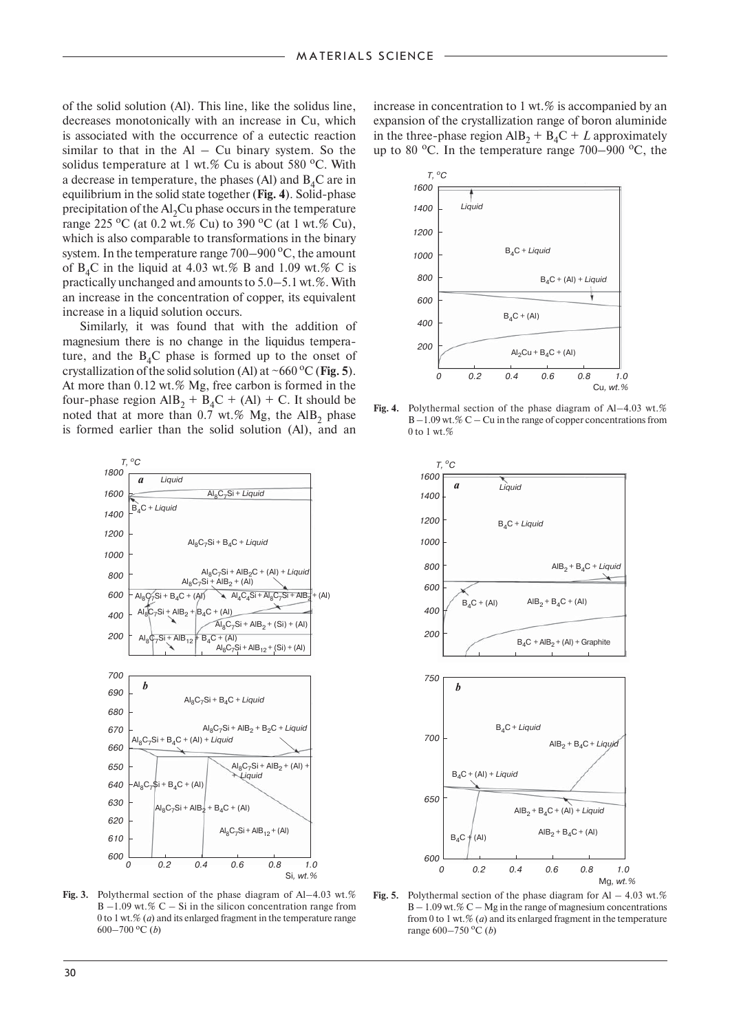of the solid solution (Al). This line, like the solidus line, decreases monotonically with an increase in Cu, which is associated with the occurrence of a eutectic reaction similar to that in the Al – Cu binary system. So the solidus temperature at 1 wt.% Cu is about 580 °C. With a decrease in temperature, the phases (Al) and $B_4C$ are in equilibrium in the solid state together (**Fig. 4**). Solid-phase precipitation of the $Al_2Cu$ phase occurs in the temperature range 225 °C (at 0.2 wt.% Cu) to 390 °C (at 1 wt.% Cu), which is also comparable to transformations in the binary system. In the temperature range 700–900 °C, the amount of $B_4C$ in the liquid at 4.03 wt.% B and 1.09 wt.% C is practically unchanged and amounts to 5.0–5.1 wt.%. With an increase in the concentration of copper, its equivalent increase in a liquid solution occurs.

Similarly, it was found that with the addition of magnesium there is no change in the liquidus temperature, and the $B_4C$ phase is formed up to the onset of crystallization of the solid solution (Al) at ~660 °C (**Fig. 5**). At more than 0.12 wt.% Mg, free carbon is formed in the four-phase region $AlB_2 + B_4C$ + (Al) + C. It should be noted that at more than 0.7 wt.% Mg, the $AlB_2$ phase is formed earlier than the solid solution (Al), and an increase in concentration to 1 wt.% is accompanied by an expansion of the crystallization range of boron aluminide in the three-phase region $AlB_2 + B_4C + L$ approximately up to 80 °C. In the temperature range 700–900 °C, the

**Fig. 4.** Polythermal section of the phase diagram of Al–4.03 wt.% B –1.09 wt.% C – Cu in the range of copper concentrations from 0 to 1 wt.%

**Fig. 3.** Polythermal section of the phase diagram of Al–4.03 wt.% B –1.09 wt.% C – Si in the silicon concentration range from 0 to 1 wt.% (*a*) and its enlarged fragment in the temperature range 600–700 °C (*b*)

**Fig. 5.** Polythermal section of the phase diagram for Al – 4.03 wt.% B – 1.09 wt.% C – Mg in the range of magnesium concentrations from 0 to 1 wt.% (*a*) and its enlarged fragment in the temperature range 600–750 °C (*b*)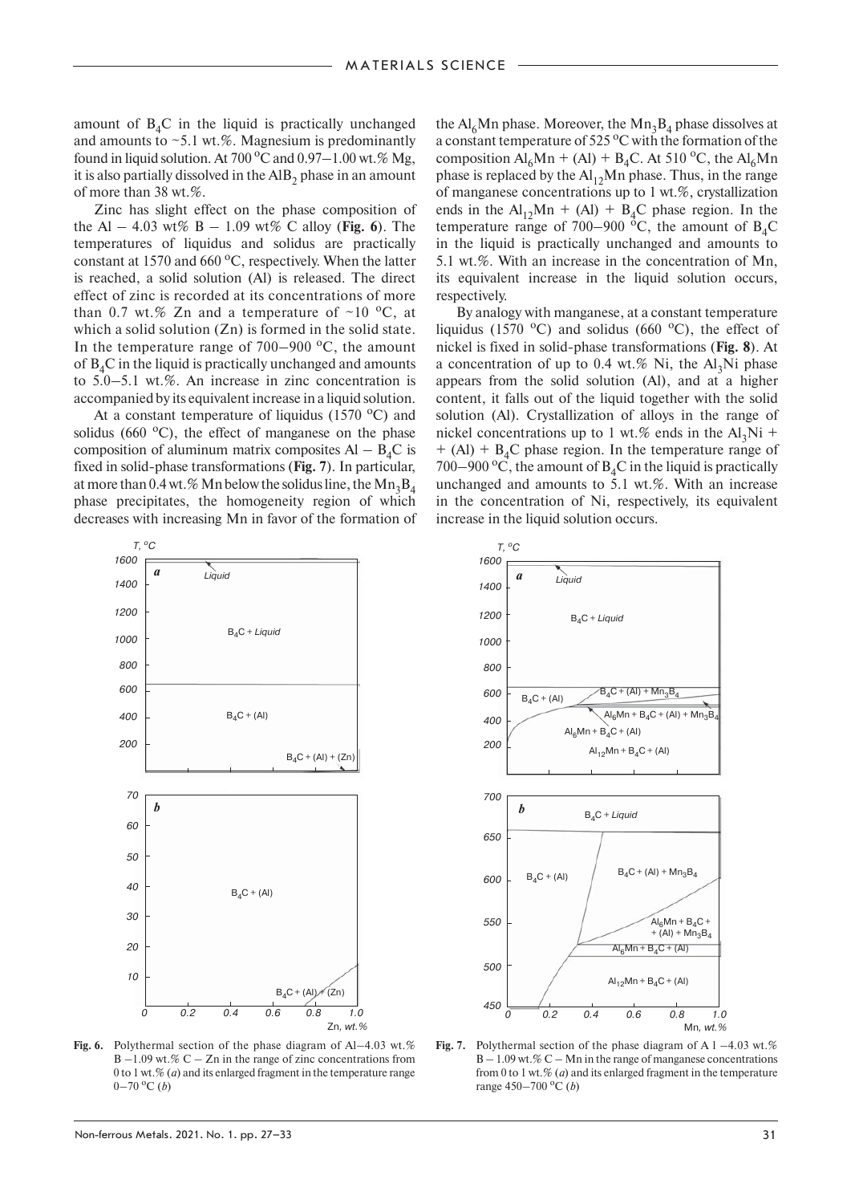amount of $B_4C$ in the liquid is practically unchanged and amounts to ~5.1 wt.%. Magnesium is predominantly found in liquid solution. At 700 °C and 0.97–1.00 wt.% Mg, it is also partially dissolved in the $AlB_2$ phase in an amount of more than 38 wt.%.

Zinc has slight effect on the phase composition of the Al – 4.03 wt% B – 1.09 wt% C alloy (**Fig. 6**). The temperatures of liquidus and solidus are practically constant at 1570 and 660 °C, respectively. When the latter is reached, a solid solution (Al) is released. The direct effect of zinc is recorded at its concentrations of more than 0.7 wt.% Zn and a temperature of ~10 °C, at which a solid solution (Zn) is formed in the solid state. In the temperature range of 700–900 °C, the amount of $B_4C$ in the liquid is practically unchanged and amounts to 5.0–5.1 wt.%. An increase in zinc concentration is accompanied by its equivalent increase in a liquid solution.

At a constant temperature of liquidus (1570 °C) and solidus (660 °C), the effect of manganese on the phase composition of aluminum matrix composites Al – $B_4C$ is fixed in solid-phase transformations (**Fig. 7**). In particular, at more than 0.4 wt.% Mn below the solidus line, the $Mn_3B_4$ phase precipitates, the homogeneity region of which decreases with increasing Mn in favor of the formation of the $Al_6Mn$ phase. Moreover, the $Mn_3B_4$ phase dissolves at a constant temperature of 525 °C with the formation of the composition $Al_6Mn$ + (Al) + $B_4C$. At 510 °C, the $Al_6Mn$ phase is replaced by the $Al_{12}Mn$ phase. Thus, in the range of manganese concentrations up to 1 wt.%, crystallization ends in the $Al_{12}Mn$ + (Al) + $B_4C$ phase region. In the temperature range of 700–900 °C, the amount of $B_4C$ in the liquid is practically unchanged and amounts to 5.1 wt.%. With an increase in the concentration of Mn, its equivalent increase in the liquid solution occurs, respectively.

By analogy with manganese, at a constant temperature liquidus (1570 °C) and solidus (660 °C), the effect of nickel is fixed in solid-phase transformations (**Fig. 8**). At a concentration of up to 0.4 wt.% Ni, the $Al_3Ni$ phase appears from the solid solution (Al), and at a higher content, it falls out of the liquid together with the solid solution (Al). Crystallization of alloys in the range of nickel concentrations up to 1 wt.% ends in the $Al_3Ni$ + + (Al) + $B_4C$ phase region. In the temperature range of 700–900 °C, the amount of $B_4C$ in the liquid is practically unchanged and amounts to 5.1 wt.%. With an increase in the concentration of Ni, respectively, its equivalent increase in the liquid solution occurs.

**Fig. 6.** Polythermal section of the phase diagram of Al–4.03 wt.% B –1.09 wt.% C – Zn in the range of zinc concentrations from 0 to 1 wt.% (*a*) and its enlarged fragment in the temperature range 0–70 °C (*b*)

**Fig. 7.** Polythermal section of the phase diagram of A l –4.03 wt.% B – 1.09 wt.% C – Mn in the range of manganese concentrations from 0 to 1 wt.% (*a*) and its enlarged fragment in the temperature range 450–700 °C (*b*)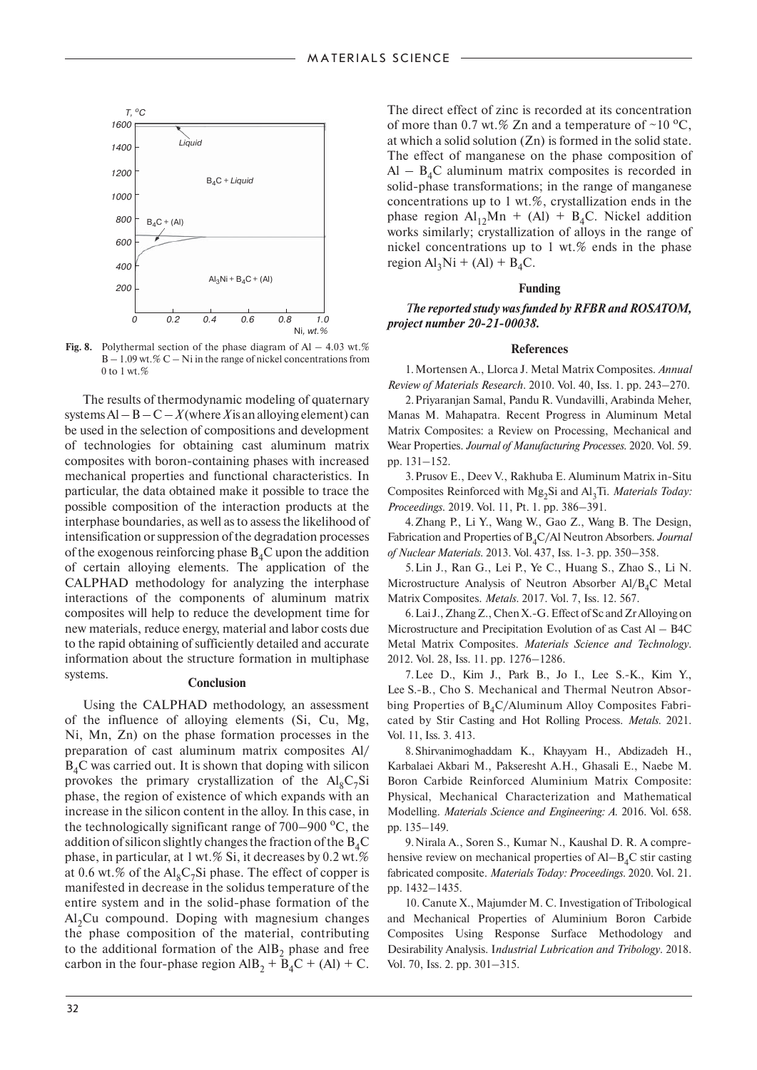Fig. 8. Polythermal section of the phase diagram of Al – 4.03 wt.% B – 1.09 wt.% C – Ni in the range of nickel concentrations from 0 to 1 wt.%

The results of thermodynamic modeling of quaternary systems Al – B – C – X (where X is an alloying element) can be used in the selection of compositions and development of technologies for obtaining cast aluminum matrix composites with boron-containing phases with increased mechanical properties and functional characteristics. In particular, the data obtained make it possible to trace the possible composition of the interaction products at the interphase boundaries, as well as to assess the likelihood of intensification or suppression of the degradation processes of the exogenous reinforcing phase $B_4C$ upon the addition of certain alloying elements. The application of the CALPHAD methodology for analyzing the interphase interactions of the components of aluminum matrix composites will help to reduce the development time for new materials, reduce energy, material and labor costs due to the rapid obtaining of sufficiently detailed and accurate information about the structure formation in multiphase systems.

## Conclusion

Using the CALPHAD methodology, an assessment of the influence of alloying elements (Si, Cu, Mg, Ni, Mn, Zn) on the phase formation processes in the preparation of cast aluminum matrix composites Al/$B_4C$ was carried out. It is shown that doping with silicon provokes the primary crystallization of the $Al_8C_7Si$ phase, the region of existence of which expands with an increase in the silicon content in the alloy. In this case, in the technologically significant range of 700–900 °C, the addition of silicon slightly changes the fraction of the $B_4C$ phase, in particular, at 1 wt.% Si, it decreases by 0.2 wt.% at 0.6 wt.% of the $Al_8C_7Si$ phase. The effect of copper is manifested in decrease in the solidus temperature of the entire system and in the solid-phase formation of the $Al_2Cu$ compound. Doping with magnesium changes the phase composition of the material, contributing to the additional formation of the $AlB_2$ phase and free carbon in the four-phase region $AlB_2 + B_4C$ + (Al) + C. The direct effect of zinc is recorded at its concentration of more than 0.7 wt.% Zn and a temperature of ~10 °C, at which a solid solution (Zn) is formed in the solid state. The effect of manganese on the phase composition of Al – $B_4C$ aluminum matrix composites is recorded in solid-phase transformations; in the range of manganese concentrations up to 1 wt.%, crystallization ends in the phase region $Al_{12}Mn$ + (Al) + $B_4C$. Nickel addition works similarly; crystallization of alloys in the range of nickel concentrations up to 1 wt.% ends in the phase region $Al_3Ni$ + (Al) + $B_4C$.

## Funding

***The reported study was funded by RFBR and ROSATOM, project number 20-21-00038.***

## References

1. Mortensen A., Llorca J. Metal Matrix Composites. *Annual Review of Materials Research*. 2010. Vol. 40, Iss. 1. pp. 243–270.

2. Priyaranjan Samal, Pandu R. Vundavilli, Arabinda Meher, Manas M. Mahapatra. Recent Progress in Aluminum Metal Matrix Composites: a Review on Processing, Mechanical and Wear Properties. *Journal of Manufacturing Processes*. 2020. Vol. 59. pp. 131–152.

3. Prusov E., Deev V., Rakhuba E. Aluminum Matrix in-Situ Composites Reinforced with $Mg_2Si$ and $Al_3Ti$. *Materials Today: Proceedings*. 2019. Vol. 11, Pt. 1. pp. 386–391.

4. Zhang P., Li Y., Wang W., Gao Z., Wang B. The Design, Fabrication and Properties of $B_4C$/Al Neutron Absorbers. *Journal of Nuclear Materials*. 2013. Vol. 437, Iss. 1-3. pp. 350–358.

5. Lin J., Ran G., Lei P., Ye C., Huang S., Zhao S., Li N. Microstructure Analysis of Neutron Absorber Al/$B_4C$ Metal Matrix Composites. *Metals*. 2017. Vol. 7, Iss. 12. 567.

6. Lai J., Zhang Z., Chen X.-G. Effect of Sc and Zr Alloying on Microstructure and Precipitation Evolution of as Cast Al – B4C Metal Matrix Composites. *Materials Science and Technology*. 2012. Vol. 28, Iss. 11. pp. 1276–1286.

7. Lee D., Kim J., Park B., Jo I., Lee S.-K., Kim Y., Lee S.-B., Cho S. Mechanical and Thermal Neutron Absorbing Properties of $B_4C$/Aluminum Alloy Composites Fabricated by Stir Casting and Hot Rolling Process. *Metals*. 2021. Vol. 11, Iss. 3. 413.

8. Shirvanimoghaddam K., Khayyam H., Abdizadeh H., Karbalaei Akbari M., Pakseresht A.H., Ghasali E., Naebe M. Boron Carbide Reinforced Aluminium Matrix Composite: Physical, Mechanical Characterization and Mathematical Modelling. *Materials Science and Engineering: A*. 2016. Vol. 658. pp. 135–149.

9. Nirala A., Soren S., Kumar N., Kaushal D. R. A comprehensive review on mechanical properties of Al–$B_4C$ stir casting fabricated composite. *Materials Today: Proceedings*. 2020. Vol. 21. pp. 1432–1435.

10. Canute X., Majumder M. C. Investigation of Tribological and Mechanical Properties of Aluminium Boron Carbide Composites Using Response Surface Methodology and Desirability Analysis. *Industrial Lubrication and Tribology*. 2018. Vol. 70, Iss. 2. pp. 301–315.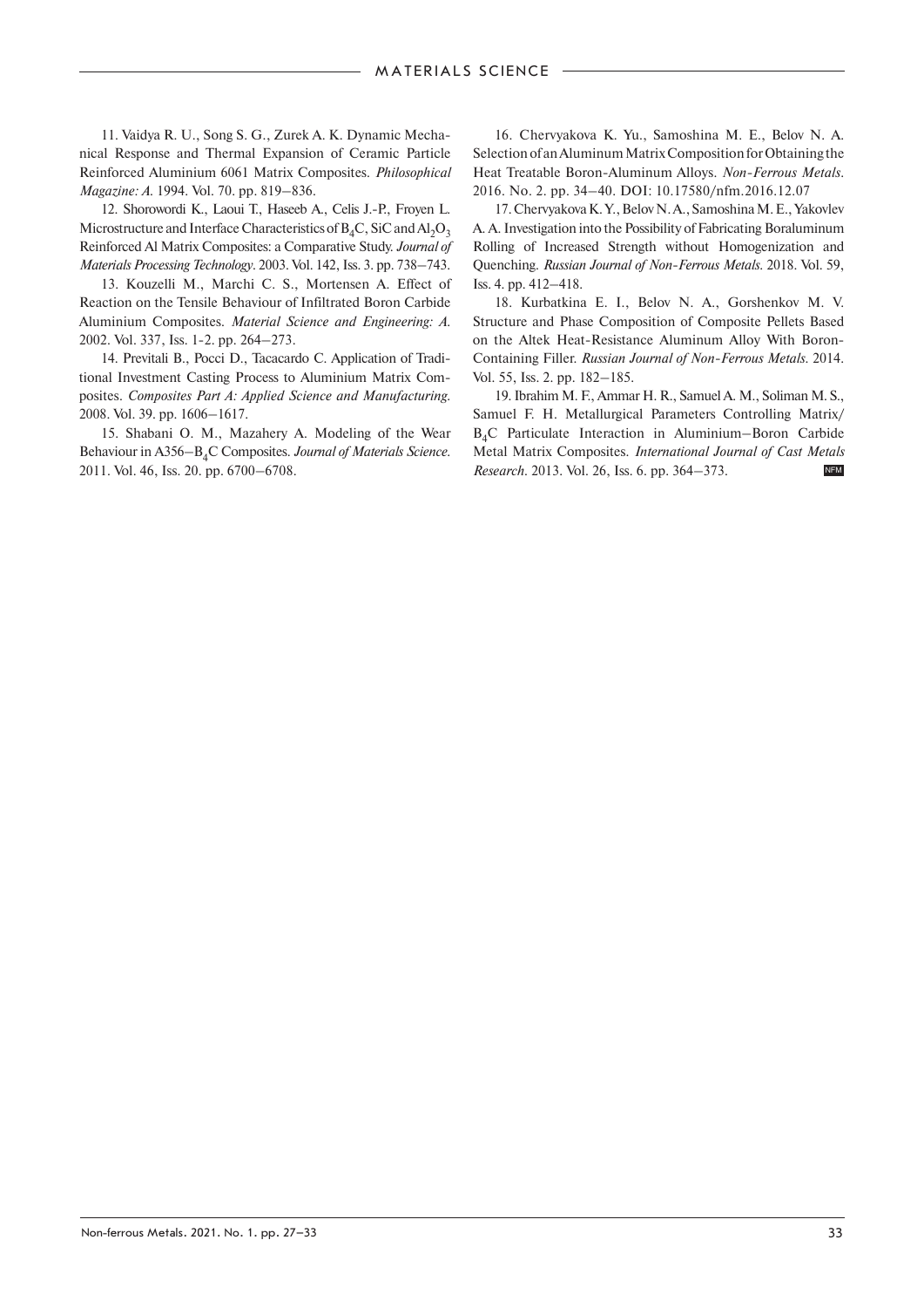11. Vaidya R. U., Song S. G., Zurek A. K. Dynamic Mechanical Response and Thermal Expansion of Ceramic Particle Reinforced Aluminium 6061 Matrix Composites. *Philosophical Magazine: A*. 1994. Vol. 70. pp. 819–836.

12. Shorowordi K., Laoui T., Haseeb A., Celis J.-P., Froyen L. Microstructure and Interface Characteristics of $B_4C$, SiC and $Al_2O_3$ Reinforced Al Matrix Composites: a Comparative Study. *Journal of Materials Processing Technology*. 2003. Vol. 142, Iss. 3. pp. 738–743.

13. Kouzelli M., Marchi C. S., Mortensen A. Effect of Reaction on the Tensile Behaviour of Infiltrated Boron Carbide Aluminium Composites. *Material Science and Engineering: A*. 2002. Vol. 337, Iss. 1-2. pp. 264–273.

14. Previtali B., Pocci D., Tacacardo C. Application of Traditional Investment Casting Process to Aluminium Matrix Composites. *Composites Part A: Applied Science and Manufacturing*. 2008. Vol. 39. pp. 1606–1617.

15. Shabani O. M., Mazahery A. Modeling of the Wear Behaviour in A356–$B_4C$ Composites. *Journal of Materials Science*. 2011. Vol. 46, Iss. 20. pp. 6700–6708.

16. Chervyakova K. Yu., Samoshina M. E., Belov N. A. Selection of an Aluminum Matrix Composition for Obtaining the Heat Treatable Boron-Aluminum Alloys. *Non-Ferrous Metals*. 2016. No. 2. pp. 34–40. DOI: 10.17580/nfm.2016.12.07

17. Chervyakova K. Y., Belov N. A., Samoshina M. E., Yakovlev A. A. Investigation into the Possibility of Fabricating Boraluminum Rolling of Increased Strength without Homogenization and Quenching. *Russian Journal of Non-Ferrous Metals*. 2018. Vol. 59, Iss. 4. pp. 412–418.

18. Kurbatkina E. I., Belov N. A., Gorshenkov M. V. Structure and Phase Composition of Composite Pellets Based on the Altek Heat-Resistance Aluminum Alloy With Boron-Containing Filler. *Russian Journal of Non-Ferrous Metals*. 2014. Vol. 55, Iss. 2. pp. 182–185.

19. Ibrahim M. F., Ammar H. R., Samuel A. M., Soliman M. S., Samuel F. H. Metallurgical Parameters Controlling Matrix/$B_4C$ Particulate Interaction in Aluminium–Boron Carbide Metal Matrix Composites. *International Journal of Cast Metals Research*. 2013. Vol. 26, Iss. 6. pp. 364–373.